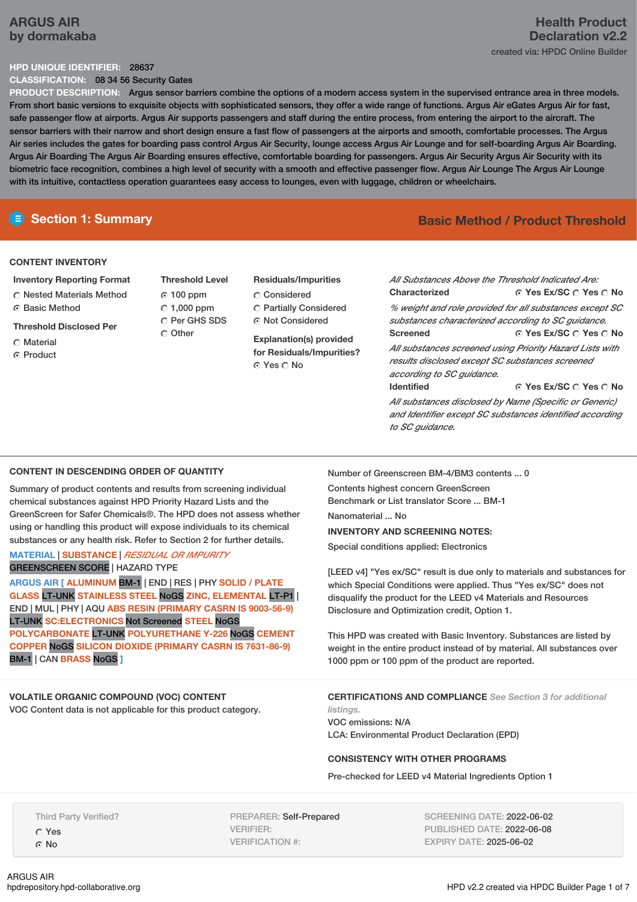# ARGUS AIR
## by dormakaba

# Health Product Declaration v2.2

created via: HPDC Online Builder

**HPD UNIQUE IDENTIFIER:** 28637

**CLASSIFICATION:** 08 34 56 Security Gates

**PRODUCT DESCRIPTION:** Argus sensor barriers combine the options of a modern access system in the supervised entrance area in three models. From short basic versions to exquisite objects with sophisticated sensors, they offer a wide range of functions. Argus Air eGates Argus Air for fast, safe passenger flow at airports. Argus Air supports passengers and staff during the entire process, from entering the airport to the aircraft. The sensor barriers with their narrow and short design ensure a fast flow of passengers at the airports and smooth, comfortable processes. The Argus Air series includes the gates for boarding pass control Argus Air Security, lounge access Argus Air Lounge and for self-boarding Argus Air Boarding. Argus Air Boarding The Argus Air Boarding ensures effective, comfortable boarding for passengers. Argus Air Security Argus Air Security with its biometric face recognition, combines a high level of security with a smooth and effective passenger flow. Argus Air Lounge The Argus Air Lounge with its intuitive, contactless operation guarantees easy access to lounges, even with luggage, children or wheelchairs.

## Section 1: Summary

**Basic Method / Product Threshold**

### CONTENT INVENTORY

**Inventory Reporting Format**
- ○ Nested Materials Method
- ◉ Basic Method

**Threshold Disclosed Per**
- ○ Material
- ◉ Product

**Threshold Level**
- ◉ 100 ppm
- ○ 1,000 ppm
- ○ Per GHS SDS
- ○ Other

**Residuals/Impurities**
- ○ Considered
- ○ Partially Considered
- ◉ Not Considered

**Explanation(s) provided for Residuals/Impurities?**
◉ Yes ○ No

*All Substances Above the Threshold Indicated Are:*

**Characterized** ◉ Yes Ex/SC ○ Yes ○ No

*% weight and role provided for all substances except SC substances characterized according to SC guidance.*

**Screened** ◉ Yes Ex/SC ○ Yes ○ No

*All substances screened using Priority Hazard Lists with results disclosed except SC substances screened according to SC guidance.*

**Identified** ◉ Yes Ex/SC ○ Yes ○ No

*All substances disclosed by Name (Specific or Generic) and Identifier except SC substances identified according to SC guidance.*

### CONTENT IN DESCENDING ORDER OF QUANTITY

Summary of product contents and results from screening individual chemical substances against HPD Priority Hazard Lists and the GreenScreen for Safer Chemicals®. The HPD does not assess whether using or handling this product will expose individuals to its chemical substances or any health risk. Refer to Section 2 for further details.

MATERIAL | SUBSTANCE | *RESIDUAL OR IMPURITY*
GREENSCREEN SCORE | HAZARD TYPE

ARGUS AIR [ ALUMINUM BM-1 | END | RES | PHY SOLID / PLATE GLASS LT-UNK STAINLESS STEEL NoGS ZINC, ELEMENTAL LT-P1 | END | MUL | PHY | AQU ABS RESIN (PRIMARY CASRN IS 9003-56-9) LT-UNK SC:ELECTRONICS Not Screened STEEL NoGS POLYCARBONATE LT-UNK POLYURETHANE Y-226 NoGS CEMENT COPPER NoGS SILICON DIOXIDE (PRIMARY CASRN IS 7631-86-9) BM-1 | CAN BRASS NoGS ]

Number of Greenscreen BM-4/BM3 contents ... 0

Contents highest concern GreenScreen Benchmark or List translator Score ... BM-1

Nanomaterial ... No

**INVENTORY AND SCREENING NOTES:**

Special conditions applied: Electronics

[LEED v4] "Yes ex/SC" result is due only to materials and substances for which Special Conditions were applied. Thus "Yes ex/SC" does not disqualify the product for the LEED v4 Materials and Resources Disclosure and Optimization credit, Option 1.

This HPD was created with Basic Inventory. Substances are listed by weight in the entire product instead of by material. All substances over 1000 ppm or 100 ppm of the product are reported.

### VOLATILE ORGANIC COMPOUND (VOC) CONTENT

VOC Content data is not applicable for this product category.

### CERTIFICATIONS AND COMPLIANCE *See Section 3 for additional listings.*

VOC emissions: N/A

LCA: Environmental Product Declaration (EPD)

### CONSISTENCY WITH OTHER PROGRAMS

Pre-checked for LEED v4 Material Ingredients Option 1

Third Party Verified?
- ○ Yes
- ◉ No

PREPARER: Self-Prepared
VERIFIER:
VERIFICATION #:

SCREENING DATE: 2022-06-02
PUBLISHED DATE: 2022-06-08
EXPIRY DATE: 2025-06-02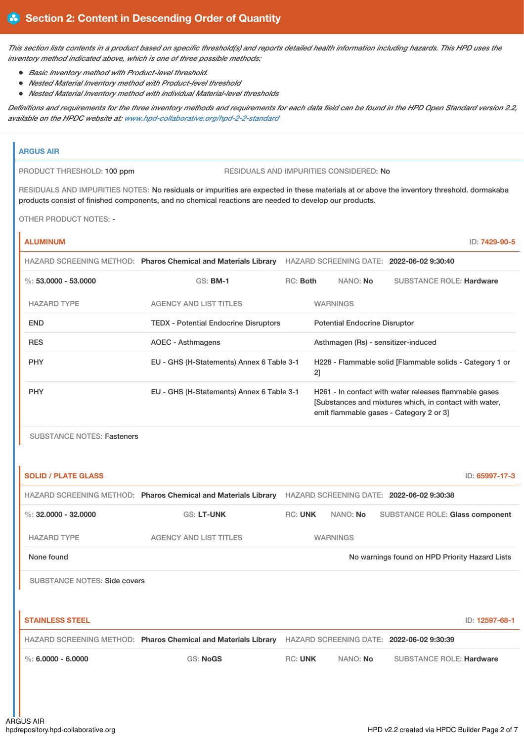## Section 2: Content in Descending Order of Quantity

*This section lists contents in a product based on specific threshold(s) and reports detailed health information including hazards. This HPD uses the inventory method indicated above, which is one of three possible methods:*

- *Basic Inventory method with Product-level threshold.*
- *Nested Material Inventory method with Product-level threshold*
- *Nested Material Inventory method with individual Material-level thresholds*

*Definitions and requirements for the three inventory methods and requirements for each data field can be found in the HPD Open Standard version 2.2, available on the HPDC website at: www.hpd-collaborative.org/hpd-2-2-standard*

### ARGUS AIR

PRODUCT THRESHOLD: **100 ppm**

RESIDUALS AND IMPURITIES CONSIDERED: **No**

RESIDUALS AND IMPURITIES NOTES: No residuals or impurities are expected in these materials at or above the inventory threshold. dormakaba products consist of finished components, and no chemical reactions are needed to develop our products.

OTHER PRODUCT NOTES: -

#### ALUMINUM

ID: 7429-90-5

HAZARD SCREENING METHOD: **Pharos Chemical and Materials Library** HAZARD SCREENING DATE: **2022-06-02 9:30:40**

%: **53.0000 - 53.0000** GS: **BM-1** RC: **Both** NANO: **No** SUBSTANCE ROLE: **Hardware**

| HAZARD TYPE | AGENCY AND LIST TITLES | WARNINGS |
|---|---|---|
| END | TEDX - Potential Endocrine Disruptors | Potential Endocrine Disruptor |
| RES | AOEC - Asthmagens | Asthmagen (Rs) - sensitizer-induced |
| PHY | EU - GHS (H-Statements) Annex 6 Table 3-1 | H228 - Flammable solid [Flammable solids - Category 1 or 2] |
| PHY | EU - GHS (H-Statements) Annex 6 Table 3-1 | H261 - In contact with water releases flammable gases [Substances and mixtures which, in contact with water, emit flammable gases - Category 2 or 3] |

SUBSTANCE NOTES: Fasteners

#### SOLID / PLATE GLASS

ID: 65997-17-3

HAZARD SCREENING METHOD: **Pharos Chemical and Materials Library** HAZARD SCREENING DATE: **2022-06-02 9:30:38**

%: **32.0000 - 32.0000** GS: **LT-UNK** RC: **UNK** NANO: **No** SUBSTANCE ROLE: **Glass component**

| HAZARD TYPE | AGENCY AND LIST TITLES | WARNINGS |
|---|---|---|
| None found | | No warnings found on HPD Priority Hazard Lists |

SUBSTANCE NOTES: Side covers

#### STAINLESS STEEL

ID: 12597-68-1

HAZARD SCREENING METHOD: **Pharos Chemical and Materials Library** HAZARD SCREENING DATE: **2022-06-02 9:30:39**

%: **6.0000 - 6.0000** GS: **NoGS** RC: **UNK** NANO: **No** SUBSTANCE ROLE: **Hardware**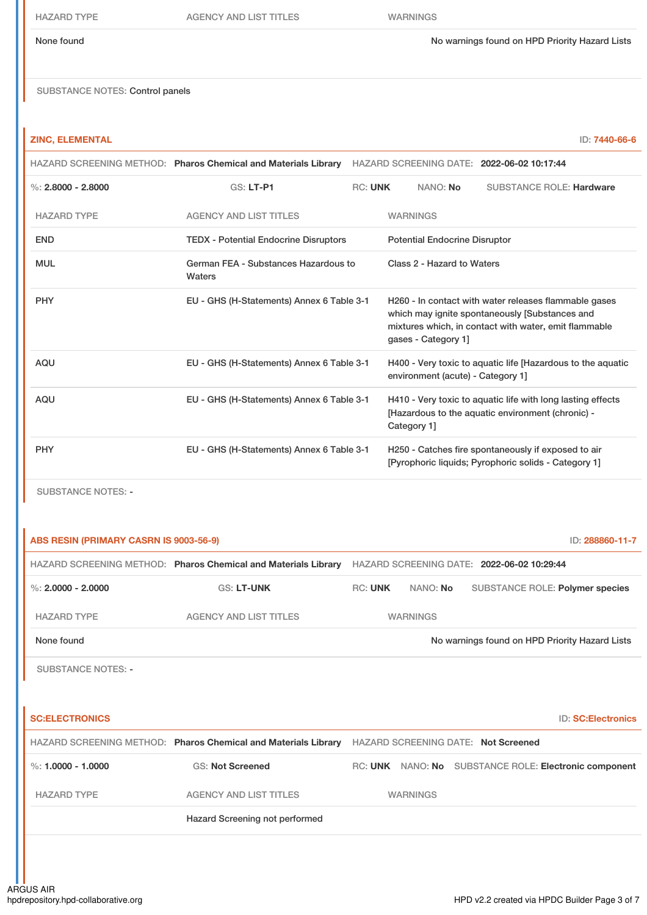| HAZARD TYPE | AGENCY AND LIST TITLES | WARNINGS |
|---|---|---|
| None found | | No warnings found on HPD Priority Hazard Lists |

SUBSTANCE NOTES: Control panels

### ZINC, ELEMENTAL

ID: 7440-66-6

HAZARD SCREENING METHOD: **Pharos Chemical and Materials Library** HAZARD SCREENING DATE: **2022-06-02 10:17:44**

%: **2.8000 - 2.8000** GS: **LT-P1** RC: **UNK** NANO: **No** SUBSTANCE ROLE: **Hardware**

| HAZARD TYPE | AGENCY AND LIST TITLES | WARNINGS |
|---|---|---|
| END | TEDX - Potential Endocrine Disruptors | Potential Endocrine Disruptor |
| MUL | German FEA - Substances Hazardous to Waters | Class 2 - Hazard to Waters |
| PHY | EU - GHS (H-Statements) Annex 6 Table 3-1 | H260 - In contact with water releases flammable gases which may ignite spontaneously [Substances and mixtures which, in contact with water, emit flammable gases - Category 1] |
| AQU | EU - GHS (H-Statements) Annex 6 Table 3-1 | H400 - Very toxic to aquatic life [Hazardous to the aquatic environment (acute) - Category 1] |
| AQU | EU - GHS (H-Statements) Annex 6 Table 3-1 | H410 - Very toxic to aquatic life with long lasting effects [Hazardous to the aquatic environment (chronic) - Category 1] |
| PHY | EU - GHS (H-Statements) Annex 6 Table 3-1 | H250 - Catches fire spontaneously if exposed to air [Pyrophoric liquids; Pyrophoric solids - Category 1] |

SUBSTANCE NOTES: -

### ABS RESIN (PRIMARY CASRN IS 9003-56-9)

ID: 288860-11-7

HAZARD SCREENING METHOD: **Pharos Chemical and Materials Library** HAZARD SCREENING DATE: **2022-06-02 10:29:44**

%: **2.0000 - 2.0000** GS: **LT-UNK** RC: **UNK** NANO: **No** SUBSTANCE ROLE: **Polymer species**

| HAZARD TYPE | AGENCY AND LIST TITLES | WARNINGS |
|---|---|---|
| None found | | No warnings found on HPD Priority Hazard Lists |

SUBSTANCE NOTES: -

### SC:ELECTRONICS

ID: SC:Electronics

HAZARD SCREENING METHOD: **Pharos Chemical and Materials Library** HAZARD SCREENING DATE: **Not Screened**

%: **1.0000 - 1.0000** GS: **Not Screened** RC: **UNK** NANO: **No** SUBSTANCE ROLE: **Electronic component**

| HAZARD TYPE | AGENCY AND LIST TITLES | WARNINGS |
|---|---|---|
| | Hazard Screening not performed | |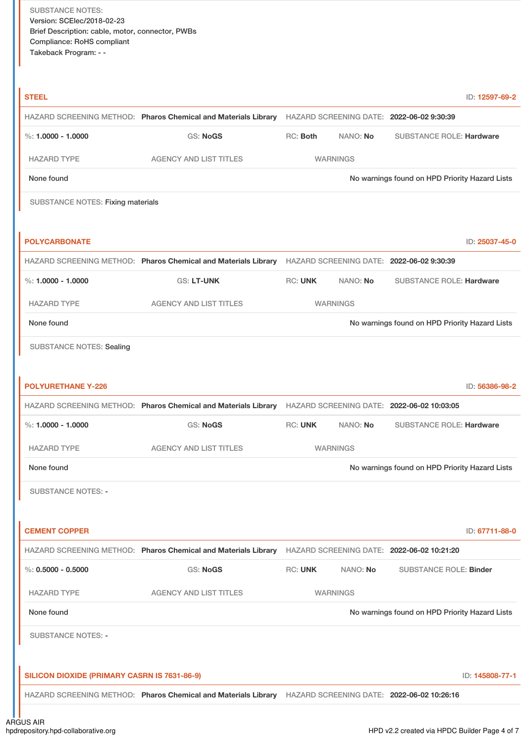SUBSTANCE NOTES:
Version: SCElec/2018-02-23
Brief Description: cable, motor, connector, PWBs
Compliance: RoHS compliant
Takeback Program: - -

### STEEL

ID: 12597-69-2

HAZARD SCREENING METHOD: **Pharos Chemical and Materials Library** HAZARD SCREENING DATE: **2022-06-02 9:30:39**

%: **1.0000 - 1.0000** GS: **NoGS** RC: **Both** NANO: **No** SUBSTANCE ROLE: **Hardware**

| HAZARD TYPE | AGENCY AND LIST TITLES | WARNINGS |
|---|---|---|
| None found | | No warnings found on HPD Priority Hazard Lists |

SUBSTANCE NOTES: Fixing materials

### POLYCARBONATE

ID: 25037-45-0

HAZARD SCREENING METHOD: **Pharos Chemical and Materials Library** HAZARD SCREENING DATE: **2022-06-02 9:30:39**

%: **1.0000 - 1.0000** GS: **LT-UNK** RC: **UNK** NANO: **No** SUBSTANCE ROLE: **Hardware**

| HAZARD TYPE | AGENCY AND LIST TITLES | WARNINGS |
|---|---|---|
| None found | | No warnings found on HPD Priority Hazard Lists |

SUBSTANCE NOTES: Sealing

### POLYURETHANE Y-226

ID: 56386-98-2

HAZARD SCREENING METHOD: **Pharos Chemical and Materials Library** HAZARD SCREENING DATE: **2022-06-02 10:03:05**

%: **1.0000 - 1.0000** GS: **NoGS** RC: **UNK** NANO: **No** SUBSTANCE ROLE: **Hardware**

| HAZARD TYPE | AGENCY AND LIST TITLES | WARNINGS |
|---|---|---|
| None found | | No warnings found on HPD Priority Hazard Lists |

SUBSTANCE NOTES: -

### CEMENT COPPER

ID: 67711-88-0

HAZARD SCREENING METHOD: **Pharos Chemical and Materials Library** HAZARD SCREENING DATE: **2022-06-02 10:21:20**

%: **0.5000 - 0.5000** GS: **NoGS** RC: **UNK** NANO: **No** SUBSTANCE ROLE: **Binder**

| HAZARD TYPE | AGENCY AND LIST TITLES | WARNINGS |
|---|---|---|
| None found | | No warnings found on HPD Priority Hazard Lists |

SUBSTANCE NOTES: -

### SILICON DIOXIDE (PRIMARY CASRN IS 7631-86-9)

ID: 145808-77-1

HAZARD SCREENING METHOD: **Pharos Chemical and Materials Library** HAZARD SCREENING DATE: **2022-06-02 10:26:16**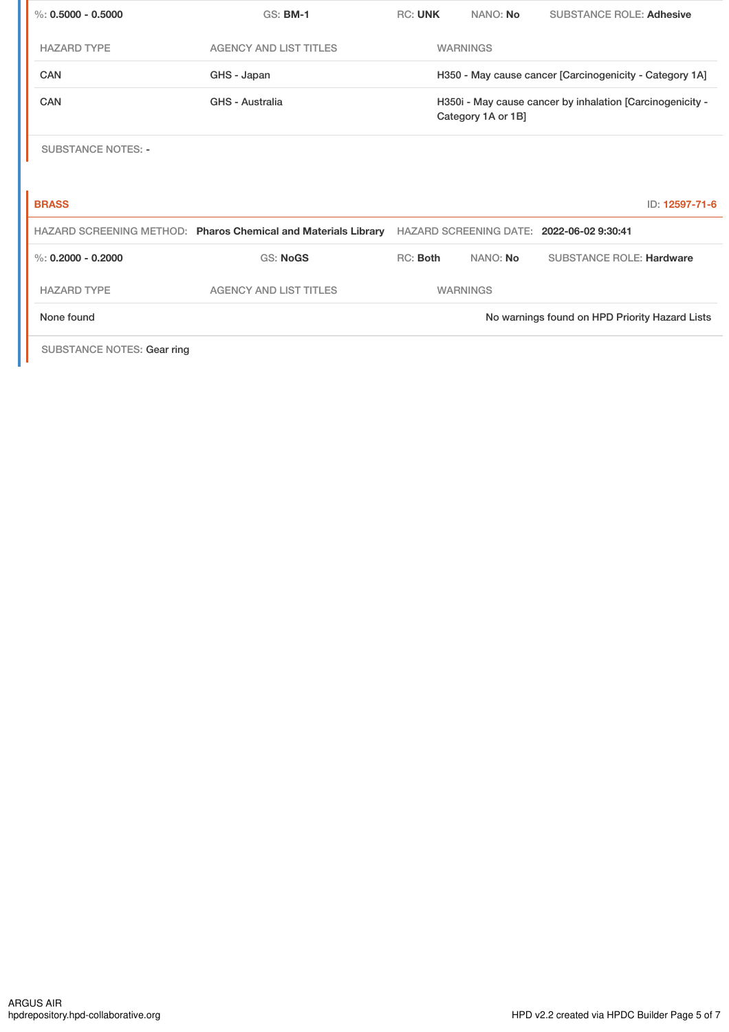%: **0.5000 - 0.5000** | GS: **BM-1** | RC: **UNK** | NANO: **No** | SUBSTANCE ROLE: **Adhesive**

| HAZARD TYPE | AGENCY AND LIST TITLES | WARNINGS |
|---|---|---|
| CAN | GHS - Japan | H350 - May cause cancer [Carcinogenicity - Category 1A] |
| CAN | GHS - Australia | H350i - May cause cancer by inhalation [Carcinogenicity - Category 1A or 1B] |

SUBSTANCE NOTES: -

**BRASS** ID: **12597-71-6**

HAZARD SCREENING METHOD: **Pharos Chemical and Materials Library** HAZARD SCREENING DATE: **2022-06-02 9:30:41**

%: **0.2000 - 0.2000** | GS: **NoGS** | RC: **Both** | NANO: **No** | SUBSTANCE ROLE: **Hardware**

| HAZARD TYPE | AGENCY AND LIST TITLES | WARNINGS |
|---|---|---|
| None found | | No warnings found on HPD Priority Hazard Lists |

SUBSTANCE NOTES: Gear ring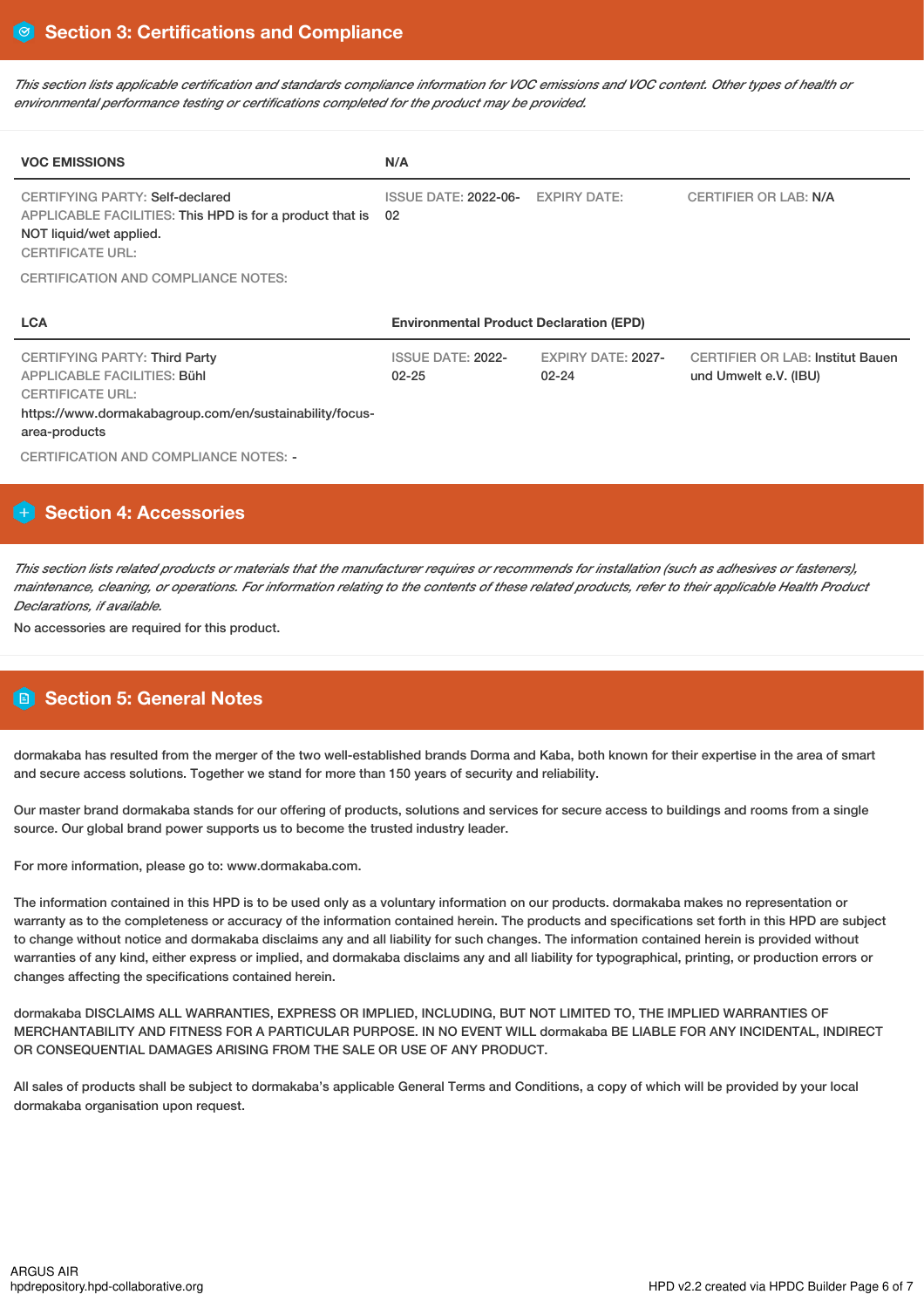## Section 3: Certifications and Compliance

*This section lists applicable certification and standards compliance information for VOC emissions and VOC content. Other types of health or environmental performance testing or certifications completed for the product may be provided.*

| VOC EMISSIONS | N/A | | |
|---|---|---|---|
| CERTIFYING PARTY: Self-declared<br>APPLICABLE FACILITIES: This HPD is for a product that is NOT liquid/wet applied.<br>CERTIFICATE URL: | ISSUE DATE: 2022-06-02 | EXPIRY DATE: | CERTIFIER OR LAB: N/A |

CERTIFICATION AND COMPLIANCE NOTES:

| LCA | Environmental Product Declaration (EPD) | | |
|---|---|---|---|
| CERTIFYING PARTY: Third Party<br>APPLICABLE FACILITIES: Bühl<br>CERTIFICATE URL:<br>https://www.dormakabagroup.com/en/sustainability/focus-area-products | ISSUE DATE: 2022-02-25 | EXPIRY DATE: 2027-02-24 | CERTIFIER OR LAB: Institut Bauen und Umwelt e.V. (IBU) |

CERTIFICATION AND COMPLIANCE NOTES: -

## Section 4: Accessories

*This section lists related products or materials that the manufacturer requires or recommends for installation (such as adhesives or fasteners), maintenance, cleaning, or operations. For information relating to the contents of these related products, refer to their applicable Health Product Declarations, if available.*

No accessories are required for this product.

## Section 5: General Notes

dormakaba has resulted from the merger of the two well-established brands Dorma and Kaba, both known for their expertise in the area of smart and secure access solutions. Together we stand for more than 150 years of security and reliability.

Our master brand dormakaba stands for our offering of products, solutions and services for secure access to buildings and rooms from a single source. Our global brand power supports us to become the trusted industry leader.

For more information, please go to: www.dormakaba.com.

The information contained in this HPD is to be used only as a voluntary information on our products. dormakaba makes no representation or warranty as to the completeness or accuracy of the information contained herein. The products and specifications set forth in this HPD are subject to change without notice and dormakaba disclaims any and all liability for such changes. The information contained herein is provided without warranties of any kind, either express or implied, and dormakaba disclaims any and all liability for typographical, printing, or production errors or changes affecting the specifications contained herein.

dormakaba DISCLAIMS ALL WARRANTIES, EXPRESS OR IMPLIED, INCLUDING, BUT NOT LIMITED TO, THE IMPLIED WARRANTIES OF MERCHANTABILITY AND FITNESS FOR A PARTICULAR PURPOSE. IN NO EVENT WILL dormakaba BE LIABLE FOR ANY INCIDENTAL, INDIRECT OR CONSEQUENTIAL DAMAGES ARISING FROM THE SALE OR USE OF ANY PRODUCT.

All sales of products shall be subject to dormakaba's applicable General Terms and Conditions, a copy of which will be provided by your local dormakaba organisation upon request.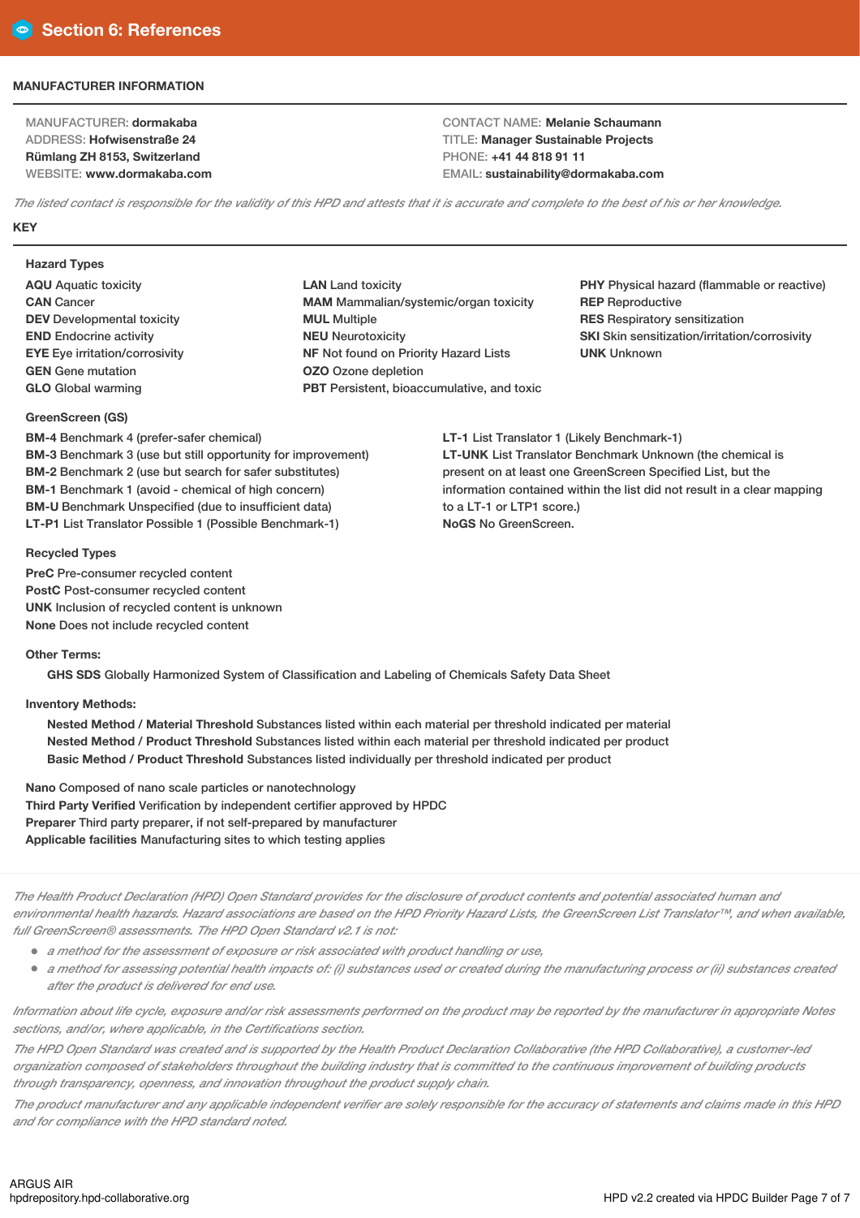# Section 6: References

## MANUFACTURER INFORMATION

MANUFACTURER: **dormakaba**
ADDRESS: **Hofwisenstraße 24**
**Rümlang ZH 8153, Switzerland**
WEBSITE: **www.dormakaba.com**

CONTACT NAME: **Melanie Schaumann**
TITLE: **Manager Sustainable Projects**
PHONE: **+41 44 818 91 11**
EMAIL: **sustainability@dormakaba.com**

*The listed contact is responsible for the validity of this HPD and attests that it is accurate and complete to the best of his or her knowledge.*

## KEY

### Hazard Types

**AQU** Aquatic toxicity
**CAN** Cancer
**DEV** Developmental toxicity
**END** Endocrine activity
**EYE** Eye irritation/corrosivity
**GEN** Gene mutation
**GLO** Global warming
**LAN** Land toxicity
**MAM** Mammalian/systemic/organ toxicity
**MUL** Multiple
**NEU** Neurotoxicity
**NF** Not found on Priority Hazard Lists
**OZO** Ozone depletion
**PBT** Persistent, bioaccumulative, and toxic
**PHY** Physical hazard (flammable or reactive)
**REP** Reproductive
**RES** Respiratory sensitization
**SKI** Skin sensitization/irritation/corrosivity
**UNK** Unknown

### GreenScreen (GS)

**BM-4** Benchmark 4 (prefer-safer chemical)
**BM-3** Benchmark 3 (use but still opportunity for improvement)
**BM-2** Benchmark 2 (use but search for safer substitutes)
**BM-1** Benchmark 1 (avoid - chemical of high concern)
**BM-U** Benchmark Unspecified (due to insufficient data)
**LT-P1** List Translator Possible 1 (Possible Benchmark-1)
**LT-1** List Translator 1 (Likely Benchmark-1)
**LT-UNK** List Translator Benchmark Unknown (the chemical is present on at least one GreenScreen Specified List, but the information contained within the list did not result in a clear mapping to a LT-1 or LTP1 score.)
**NoGS** No GreenScreen.

### Recycled Types

**PreC** Pre-consumer recycled content
**PostC** Post-consumer recycled content
**UNK** Inclusion of recycled content is unknown
**None** Does not include recycled content

### Other Terms:

**GHS SDS** Globally Harmonized System of Classification and Labeling of Chemicals Safety Data Sheet

### Inventory Methods:

**Nested Method / Material Threshold** Substances listed within each material per threshold indicated per material
**Nested Method / Product Threshold** Substances listed within each material per threshold indicated per product
**Basic Method / Product Threshold** Substances listed individually per threshold indicated per product

**Nano** Composed of nano scale particles or nanotechnology
**Third Party Verified** Verification by independent certifier approved by HPDC
**Preparer** Third party preparer, if not self-prepared by manufacturer
**Applicable facilities** Manufacturing sites to which testing applies

*The Health Product Declaration (HPD) Open Standard provides for the disclosure of product contents and potential associated human and environmental health hazards. Hazard associations are based on the HPD Priority Hazard Lists, the GreenScreen List Translator™, and when available, full GreenScreen® assessments. The HPD Open Standard v2.1 is not:*

- *a method for the assessment of exposure or risk associated with product handling or use,*
- *a method for assessing potential health impacts of: (i) substances used or created during the manufacturing process or (ii) substances created after the product is delivered for end use.*

*Information about life cycle, exposure and/or risk assessments performed on the product may be reported by the manufacturer in appropriate Notes sections, and/or, where applicable, in the Certifications section.*

*The HPD Open Standard was created and is supported by the Health Product Declaration Collaborative (the HPD Collaborative), a customer-led organization composed of stakeholders throughout the building industry that is committed to the continuous improvement of building products through transparency, openness, and innovation throughout the product supply chain.*

*The product manufacturer and any applicable independent verifier are solely responsible for the accuracy of statements and claims made in this HPD and for compliance with the HPD standard noted.*